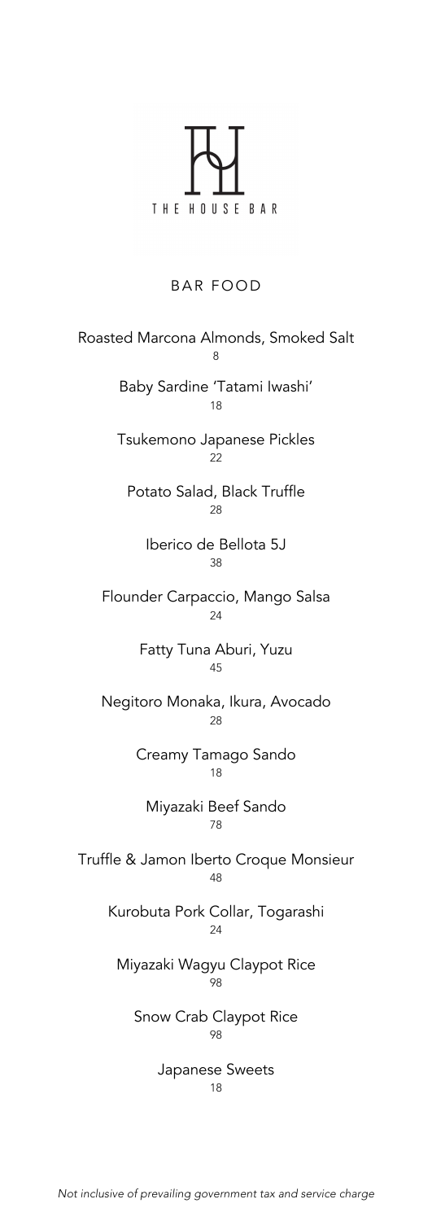# THE HOUSE BAR

## BAR FOOD

Roasted Marcona Almonds, Smoked Salt
8

Baby Sardine 'Tatami Iwashi'
18

Tsukemono Japanese Pickles
22

Potato Salad, Black Truffle
28

Iberico de Bellota 5J
38

Flounder Carpaccio, Mango Salsa
24

Fatty Tuna Aburi, Yuzu
45

Negitoro Monaka, Ikura, Avocado
28

Creamy Tamago Sando
18

Miyazaki Beef Sando
78

Truffle & Jamon Iberto Croque Monsieur
48

Kurobuta Pork Collar, Togarashi
24

Miyazaki Wagyu Claypot Rice
98

Snow Crab Claypot Rice
98

Japanese Sweets
18

*Not inclusive of prevailing government tax and service charge*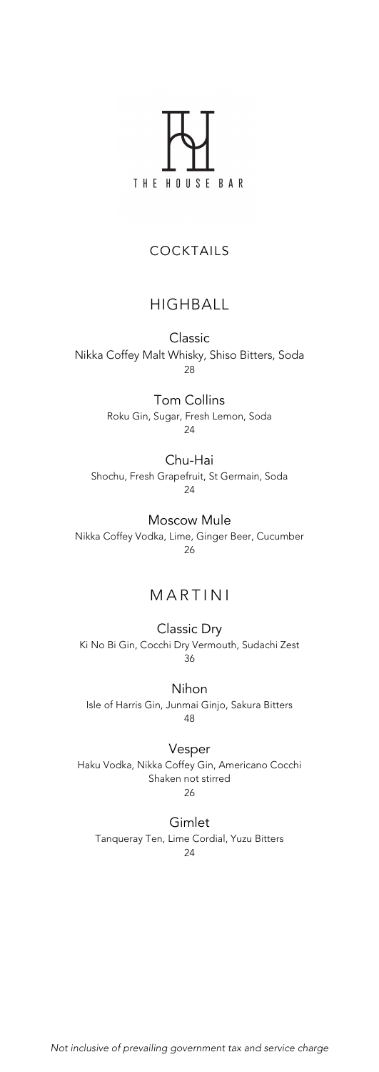THE HOUSE BAR

# COCKTAILS

## HIGHBALL

### Classic
Nikka Coffey Malt Whisky, Shiso Bitters, Soda
28

### Tom Collins
Roku Gin, Sugar, Fresh Lemon, Soda
24

### Chu-Hai
Shochu, Fresh Grapefruit, St Germain, Soda
24

### Moscow Mule
Nikka Coffey Vodka, Lime, Ginger Beer, Cucumber
26

## MARTINI

### Classic Dry
Ki No Bi Gin, Cocchi Dry Vermouth, Sudachi Zest
36

### Nihon
Isle of Harris Gin, Junmai Ginjo, Sakura Bitters
48

### Vesper
Haku Vodka, Nikka Coffey Gin, Americano Cocchi
Shaken not stirred
26

### Gimlet
Tanqueray Ten, Lime Cordial, Yuzu Bitters
24

*Not inclusive of prevailing government tax and service charge*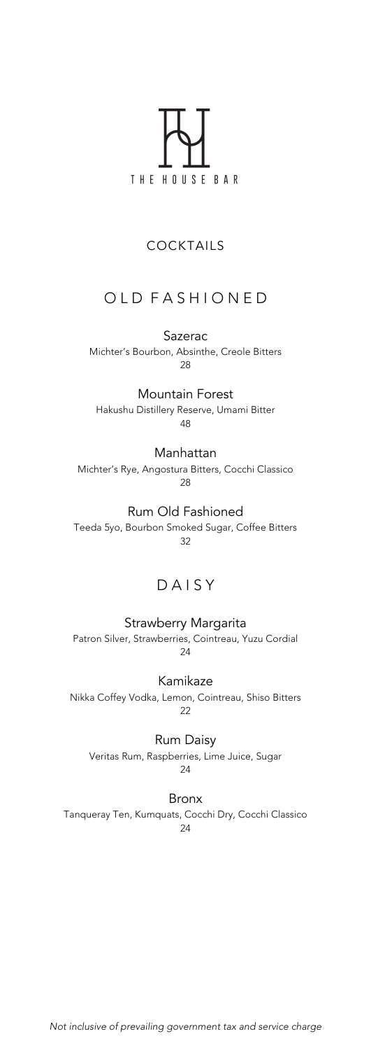THE HOUSE BAR

# COCKTAILS

## OLD FASHIONED

### Sazerac
Michter's Bourbon, Absinthe, Creole Bitters
28

### Mountain Forest
Hakushu Distillery Reserve, Umami Bitter
48

### Manhattan
Michter's Rye, Angostura Bitters, Cocchi Classico
28

### Rum Old Fashioned
Teeda 5yo, Bourbon Smoked Sugar, Coffee Bitters
32

## DAISY

### Strawberry Margarita
Patron Silver, Strawberries, Cointreau, Yuzu Cordial
24

### Kamikaze
Nikka Coffey Vodka, Lemon, Cointreau, Shiso Bitters
22

### Rum Daisy
Veritas Rum, Raspberries, Lime Juice, Sugar
24

### Bronx
Tanqueray Ten, Kumquats, Cocchi Dry, Cocchi Classico
24

*Not inclusive of prevailing government tax and service charge*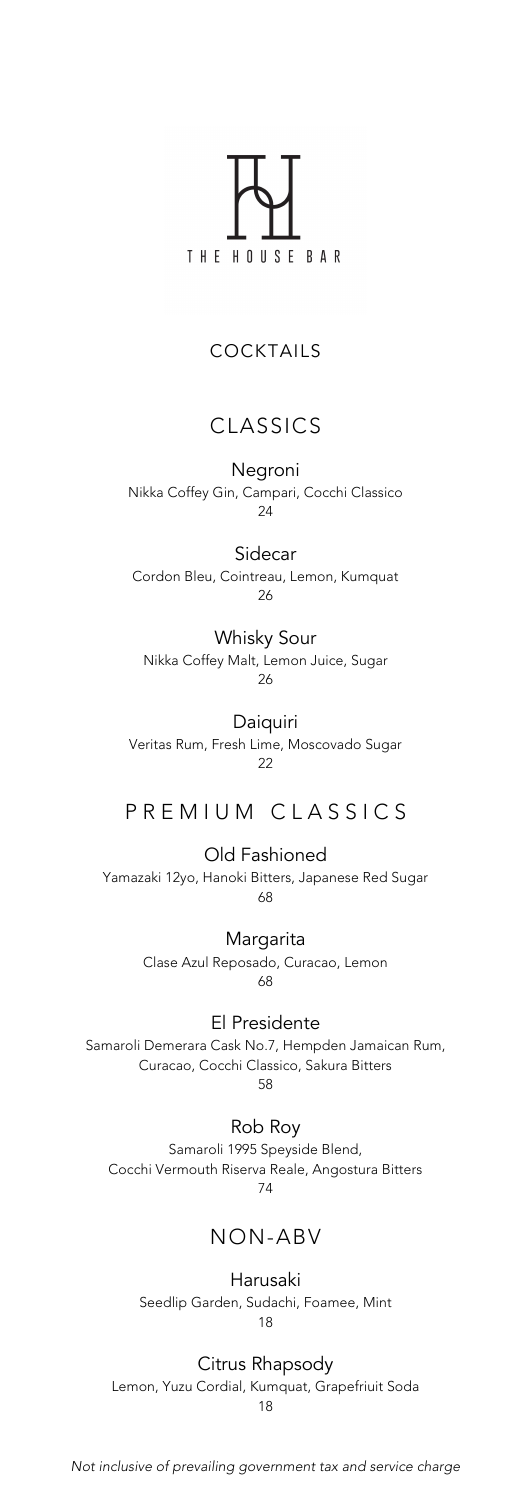# THE HOUSE BAR

## COCKTAILS

## CLASSICS

### Negroni
Nikka Coffey Gin, Campari, Cocchi Classico
24

### Sidecar
Cordon Bleu, Cointreau, Lemon, Kumquat
26

### Whisky Sour
Nikka Coffey Malt, Lemon Juice, Sugar
26

### Daiquiri
Veritas Rum, Fresh Lime, Moscovado Sugar
22

## PREMIUM CLASSICS

### Old Fashioned
Yamazaki 12yo, Hanoki Bitters, Japanese Red Sugar
68

### Margarita
Clase Azul Reposado, Curacao, Lemon
68

### El Presidente
Samaroli Demerara Cask No.7, Hempden Jamaican Rum, Curacao, Cocchi Classico, Sakura Bitters
58

### Rob Roy
Samaroli 1995 Speyside Blend, Cocchi Vermouth Riserva Reale, Angostura Bitters
74

## NON-ABV

### Harusaki
Seedlip Garden, Sudachi, Foamee, Mint
18

### Citrus Rhapsody
Lemon, Yuzu Cordial, Kumquat, Grapefriuit Soda
18

*Not inclusive of prevailing government tax and service charge*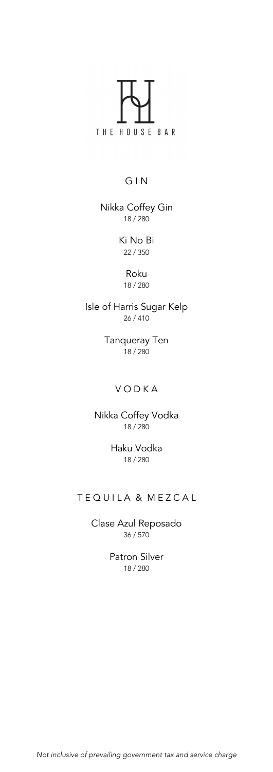THE HOUSE BAR

## GIN

Nikka Coffey Gin
18 / 280

Ki No Bi
22 / 350

Roku
18 / 280

Isle of Harris Sugar Kelp
26 / 410

Tanqueray Ten
18 / 280

## VODKA

Nikka Coffey Vodka
18 / 280

Haku Vodka
18 / 280

## TEQUILA & MEZCAL

Clase Azul Reposado
36 / 570

Patron Silver
18 / 280

*Not inclusive of prevailing government tax and service charge*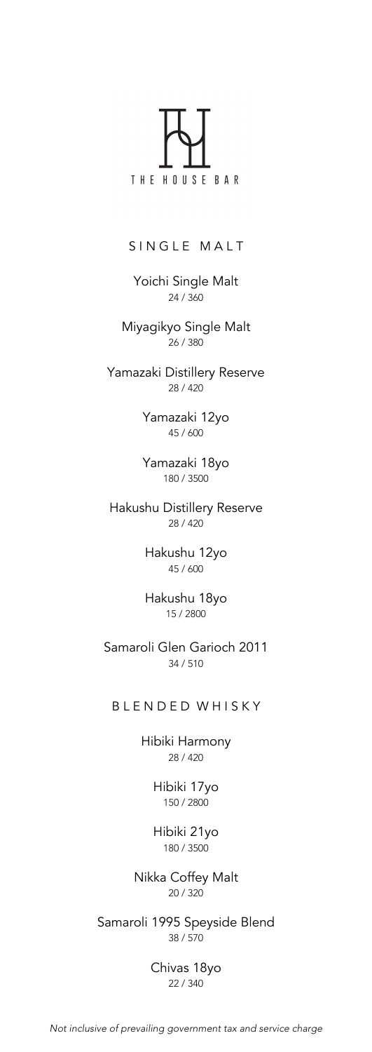THE HOUSE BAR

## SINGLE MALT

Yoichi Single Malt
24 / 360

Miyagikyo Single Malt
26 / 380

Yamazaki Distillery Reserve
28 / 420

Yamazaki 12yo
45 / 600

Yamazaki 18yo
180 / 3500

Hakushu Distillery Reserve
28 / 420

Hakushu 12yo
45 / 600

Hakushu 18yo
15 / 2800

Samaroli Glen Garioch 2011
34 / 510

## BLENDED WHISKY

Hibiki Harmony
28 / 420

Hibiki 17yo
150 / 2800

Hibiki 21yo
180 / 3500

Nikka Coffey Malt
20 / 320

Samaroli 1995 Speyside Blend
38 / 570

Chivas 18yo
22 / 340

*Not inclusive of prevailing government tax and service charge*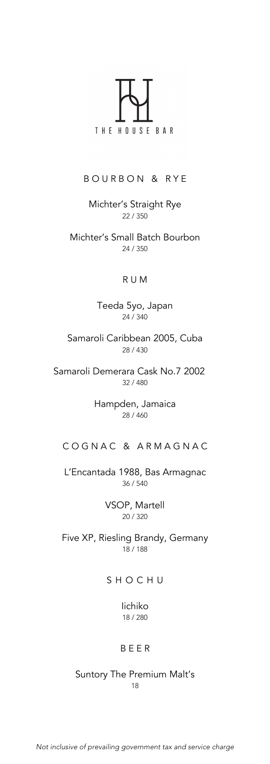THE HOUSE BAR

## BOURBON & RYE

Michter's Straight Rye
22 / 350

Michter's Small Batch Bourbon
24 / 350

## RUM

Teeda 5yo, Japan
24 / 340

Samaroli Caribbean 2005, Cuba
28 / 430

Samaroli Demerara Cask No.7 2002
32 / 480

Hampden, Jamaica
28 / 460

## COGNAC & ARMAGNAC

L'Encantada 1988, Bas Armagnac
36 / 540

VSOP, Martell
20 / 320

Five XP, Riesling Brandy, Germany
18 / 188

## SHOCHU

Iichiko
18 / 280

## BEER

Suntory The Premium Malt's
18

*Not inclusive of prevailing government tax and service charge*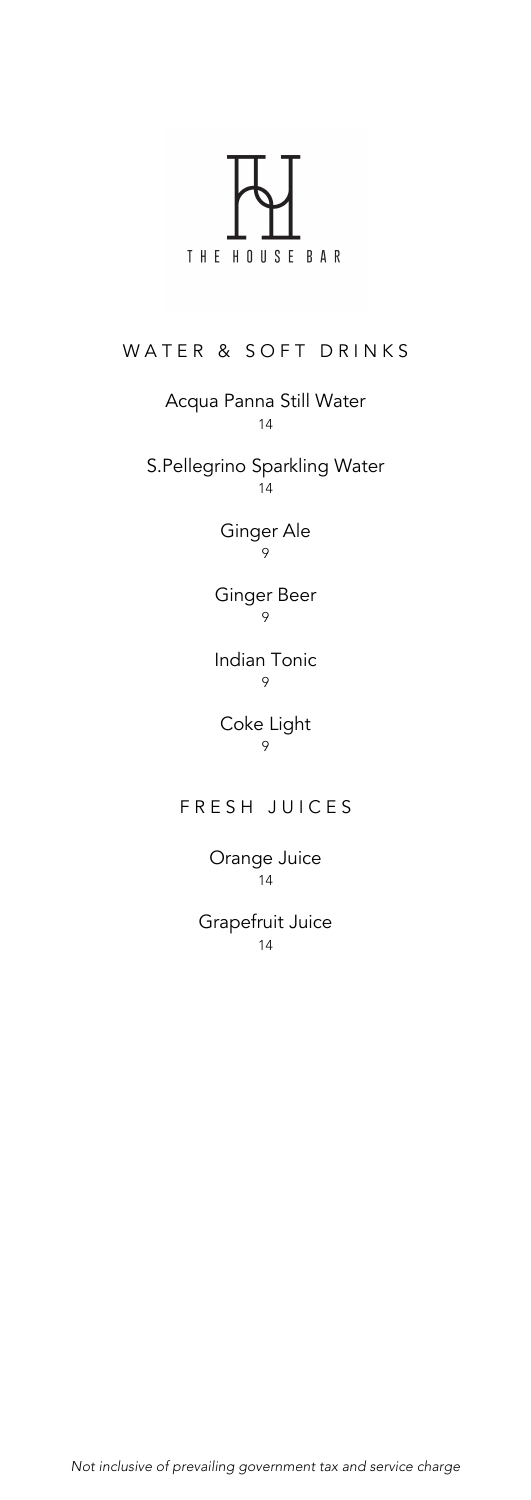THE HOUSE BAR

## WATER & SOFT DRINKS

Acqua Panna Still Water
14

S.Pellegrino Sparkling Water
14

Ginger Ale
9

Ginger Beer
9

Indian Tonic
9

Coke Light
9

## FRESH JUICES

Orange Juice
14

Grapefruit Juice
14

*Not inclusive of prevailing government tax and service charge*